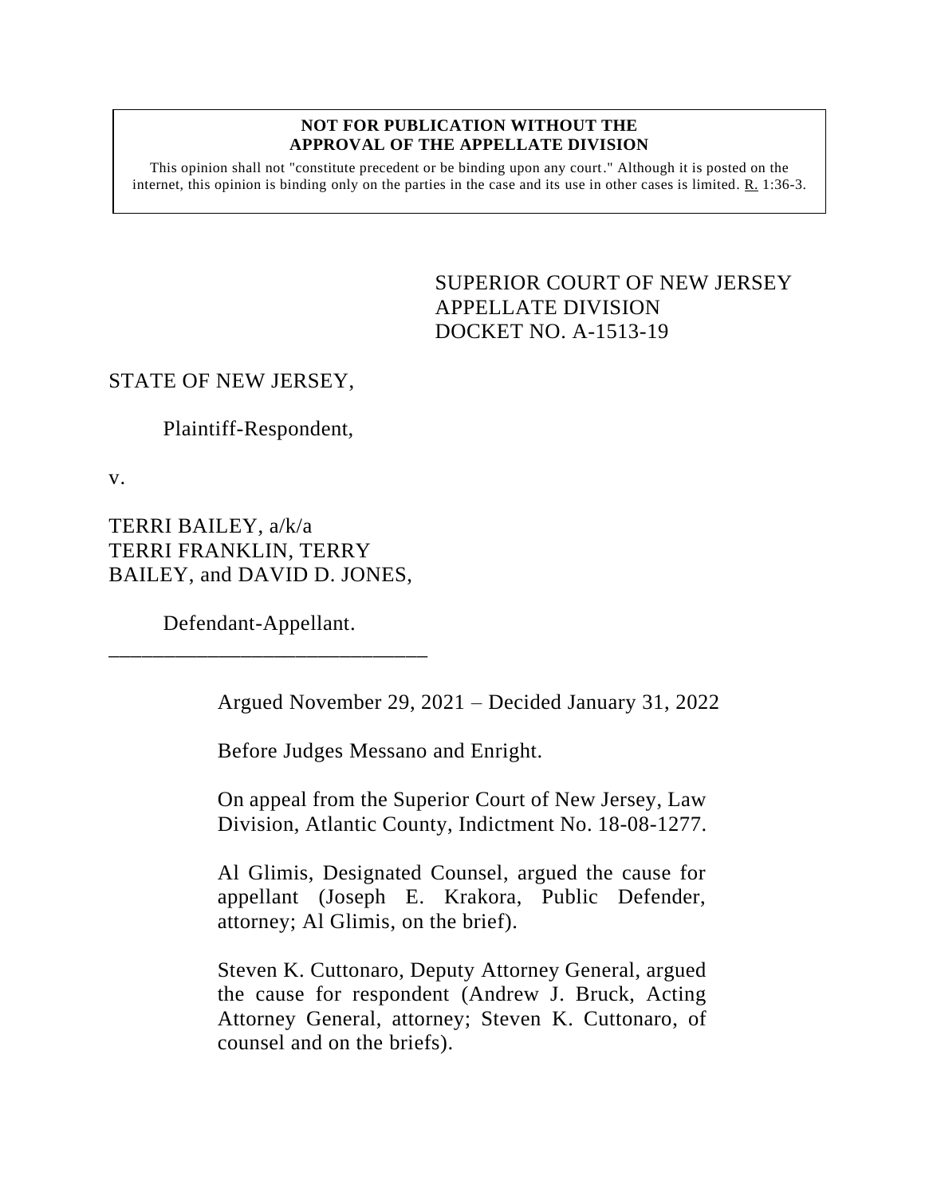**NOT FOR PUBLICATION WITHOUT THE APPROVAL OF THE APPELLATE DIVISION**

This opinion shall not "constitute precedent or be binding upon any court." Although it is posted on the internet, this opinion is binding only on the parties in the case and its use in other cases is limited. R. 1:36-3.

SUPERIOR COURT OF NEW JERSEY
APPELLATE DIVISION
DOCKET NO. A-1513-19

STATE OF NEW JERSEY,

Plaintiff-Respondent,

v.

TERRI BAILEY, a/k/a TERRI FRANKLIN, TERRY BAILEY, and DAVID D. JONES,

Defendant-Appellant.

\_\_\_\_\_\_\_\_\_\_\_\_\_\_\_\_\_\_\_\_\_\_\_\_\_\_\_\_\_\_

Argued November 29, 2021 – Decided January 31, 2022

Before Judges Messano and Enright.

On appeal from the Superior Court of New Jersey, Law Division, Atlantic County, Indictment No. 18-08-1277.

Al Glimis, Designated Counsel, argued the cause for appellant (Joseph E. Krakora, Public Defender, attorney; Al Glimis, on the brief).

Steven K. Cuttonaro, Deputy Attorney General, argued the cause for respondent (Andrew J. Bruck, Acting Attorney General, attorney; Steven K. Cuttonaro, of counsel and on the briefs).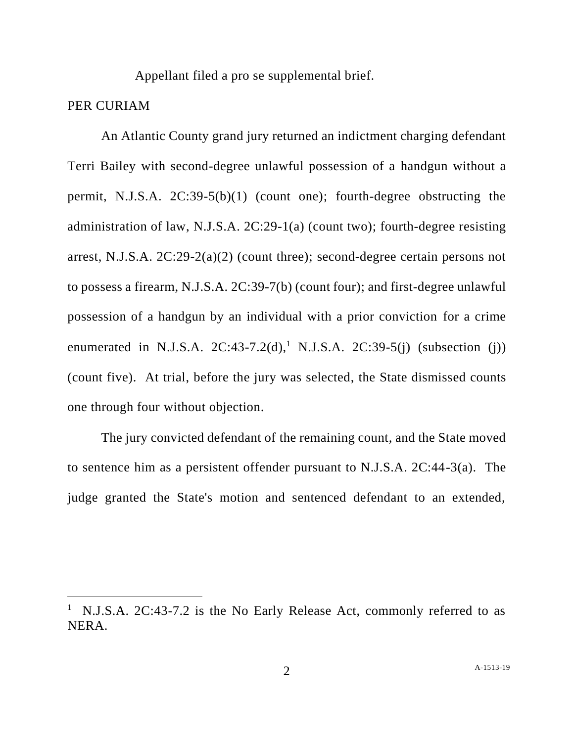Appellant filed a pro se supplemental brief.

PER CURIAM

An Atlantic County grand jury returned an indictment charging defendant Terri Bailey with second-degree unlawful possession of a handgun without a permit, N.J.S.A. 2C:39-5(b)(1) (count one); fourth-degree obstructing the administration of law, N.J.S.A. 2C:29-1(a) (count two); fourth-degree resisting arrest, N.J.S.A. 2C:29-2(a)(2) (count three); second-degree certain persons not to possess a firearm, N.J.S.A. 2C:39-7(b) (count four); and first-degree unlawful possession of a handgun by an individual with a prior conviction for a crime enumerated in N.J.S.A. 2C:43-7.2(d),[1] N.J.S.A. 2C:39-5(j) (subsection (j)) (count five). At trial, before the jury was selected, the State dismissed counts one through four without objection.

The jury convicted defendant of the remaining count, and the State moved to sentence him as a persistent offender pursuant to N.J.S.A. 2C:44-3(a). The judge granted the State's motion and sentenced defendant to an extended,

---

[1] N.J.S.A. 2C:43-7.2 is the No Early Release Act, commonly referred to as NERA.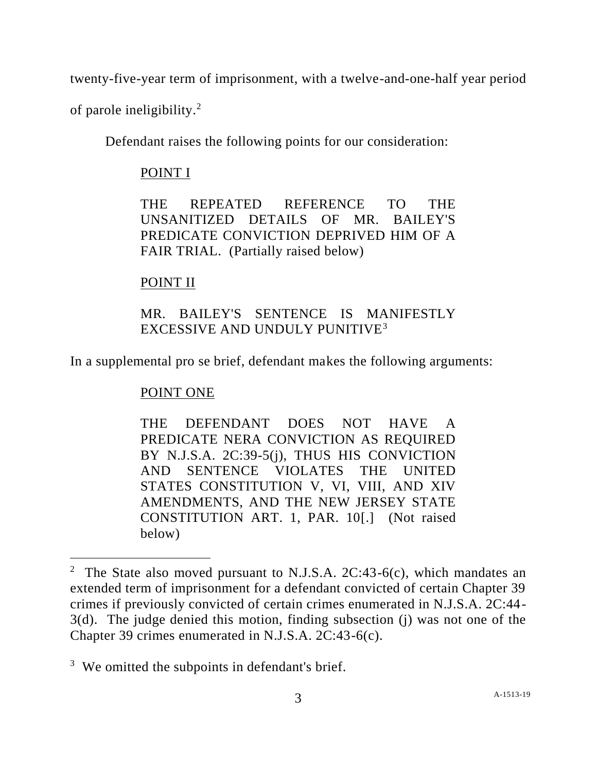twenty-five-year term of imprisonment, with a twelve-and-one-half year period of parole ineligibility.[2]

Defendant raises the following points for our consideration:

> <u>POINT I</u>
>
> THE REPEATED REFERENCE TO THE UNSANITIZED DETAILS OF MR. BAILEY'S PREDICATE CONVICTION DEPRIVED HIM OF A FAIR TRIAL. (Partially raised below)
>
> <u>POINT II</u>
>
> MR. BAILEY'S SENTENCE IS MANIFESTLY EXCESSIVE AND UNDULY PUNITIVE[3]

In a supplemental pro se brief, defendant makes the following arguments:

> <u>POINT ONE</u>
>
> THE DEFENDANT DOES NOT HAVE A PREDICATE NERA CONVICTION AS REQUIRED BY N.J.S.A. 2C:39-5(j), THUS HIS CONVICTION AND SENTENCE VIOLATES THE UNITED STATES CONSTITUTION V, VI, VIII, AND XIV AMENDMENTS, AND THE NEW JERSEY STATE CONSTITUTION ART. 1, PAR. 10[.] (Not raised below)

---

[2] The State also moved pursuant to N.J.S.A. 2C:43-6(c), which mandates an extended term of imprisonment for a defendant convicted of certain Chapter 39 crimes if previously convicted of certain crimes enumerated in N.J.S.A. 2C:44-3(d). The judge denied this motion, finding subsection (j) was not one of the Chapter 39 crimes enumerated in N.J.S.A. 2C:43-6(c).

[3] We omitted the subpoints in defendant's brief.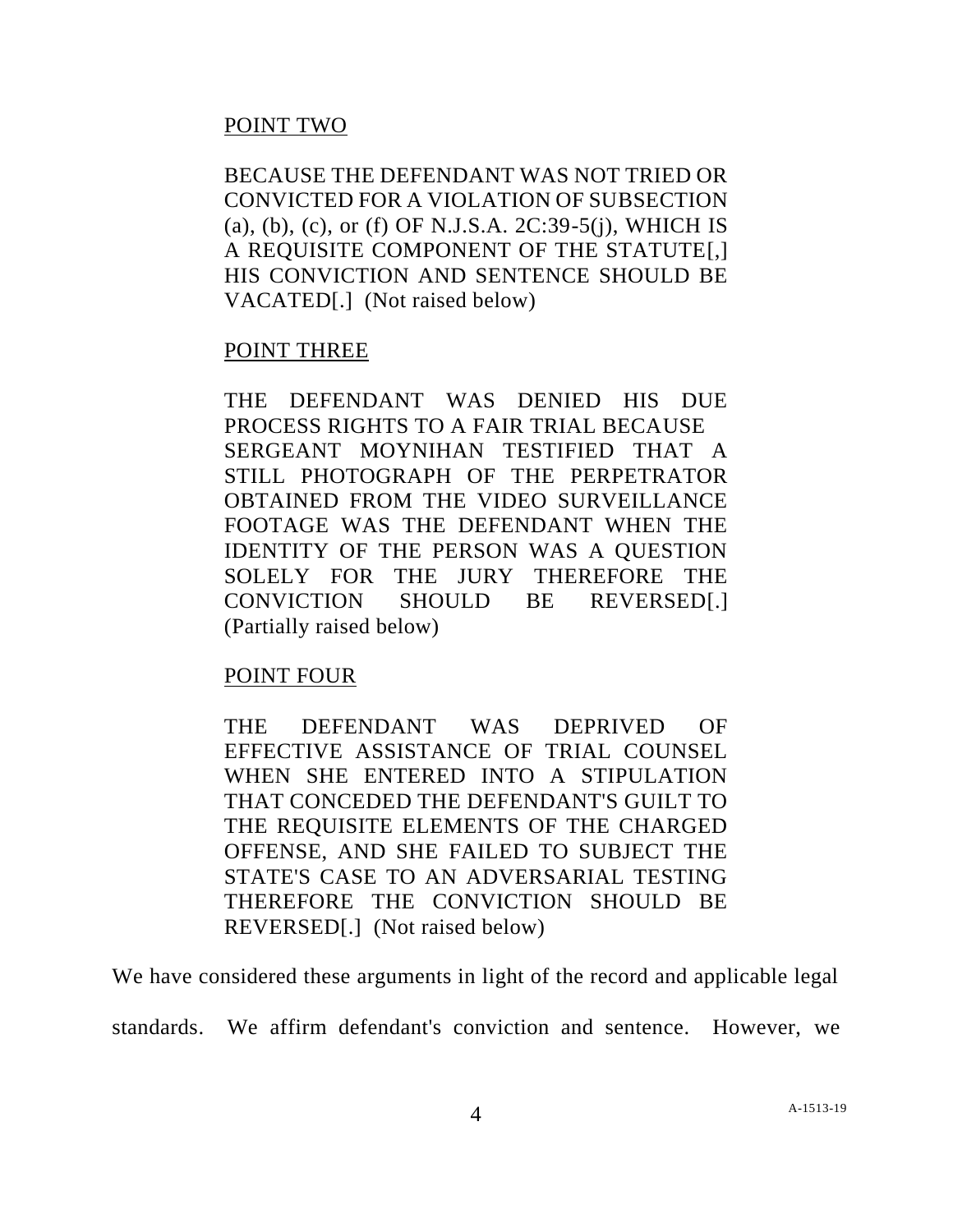POINT TWO

BECAUSE THE DEFENDANT WAS NOT TRIED OR CONVICTED FOR A VIOLATION OF SUBSECTION (a), (b), (c), or (f) OF N.J.S.A. 2C:39-5(j), WHICH IS A REQUISITE COMPONENT OF THE STATUTE[,] HIS CONVICTION AND SENTENCE SHOULD BE VACATED[.] (Not raised below)

POINT THREE

THE DEFENDANT WAS DENIED HIS DUE PROCESS RIGHTS TO A FAIR TRIAL BECAUSE SERGEANT MOYNIHAN TESTIFIED THAT A STILL PHOTOGRAPH OF THE PERPETRATOR OBTAINED FROM THE VIDEO SURVEILLANCE FOOTAGE WAS THE DEFENDANT WHEN THE IDENTITY OF THE PERSON WAS A QUESTION SOLELY FOR THE JURY THEREFORE THE CONVICTION SHOULD BE REVERSED[.] (Partially raised below)

POINT FOUR

THE DEFENDANT WAS DEPRIVED OF EFFECTIVE ASSISTANCE OF TRIAL COUNSEL WHEN SHE ENTERED INTO A STIPULATION THAT CONCEDED THE DEFENDANT'S GUILT TO THE REQUISITE ELEMENTS OF THE CHARGED OFFENSE, AND SHE FAILED TO SUBJECT THE STATE'S CASE TO AN ADVERSARIAL TESTING THEREFORE THE CONVICTION SHOULD BE REVERSED[.] (Not raised below)

We have considered these arguments in light of the record and applicable legal standards. We affirm defendant's conviction and sentence. However, we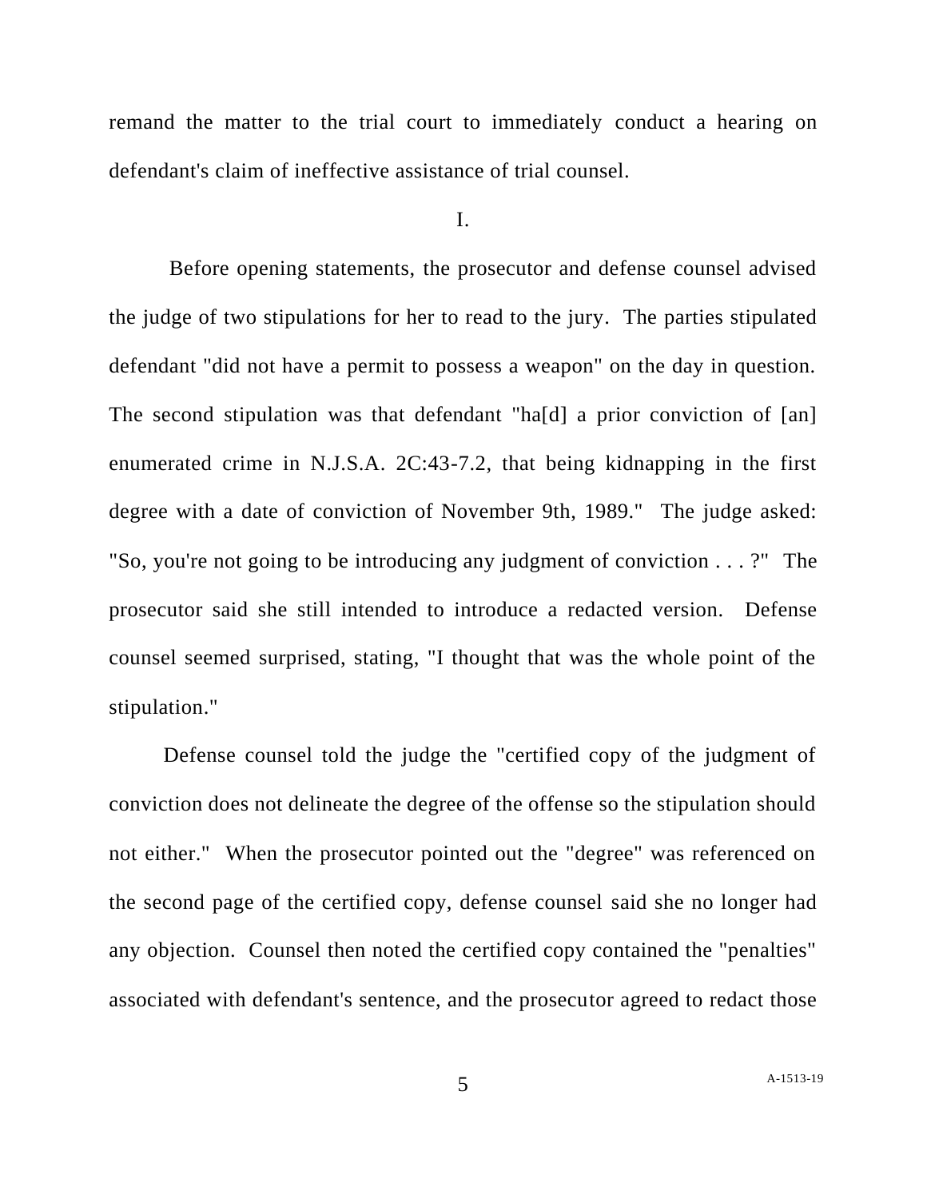remand the matter to the trial court to immediately conduct a hearing on defendant's claim of ineffective assistance of trial counsel.

I.

Before opening statements, the prosecutor and defense counsel advised the judge of two stipulations for her to read to the jury. The parties stipulated defendant "did not have a permit to possess a weapon" on the day in question. The second stipulation was that defendant "ha[d] a prior conviction of [an] enumerated crime in N.J.S.A. 2C:43-7.2, that being kidnapping in the first degree with a date of conviction of November 9th, 1989." The judge asked: "So, you're not going to be introducing any judgment of conviction . . . ?" The prosecutor said she still intended to introduce a redacted version. Defense counsel seemed surprised, stating, "I thought that was the whole point of the stipulation."

Defense counsel told the judge the "certified copy of the judgment of conviction does not delineate the degree of the offense so the stipulation should not either." When the prosecutor pointed out the "degree" was referenced on the second page of the certified copy, defense counsel said she no longer had any objection. Counsel then noted the certified copy contained the "penalties" associated with defendant's sentence, and the prosecutor agreed to redact those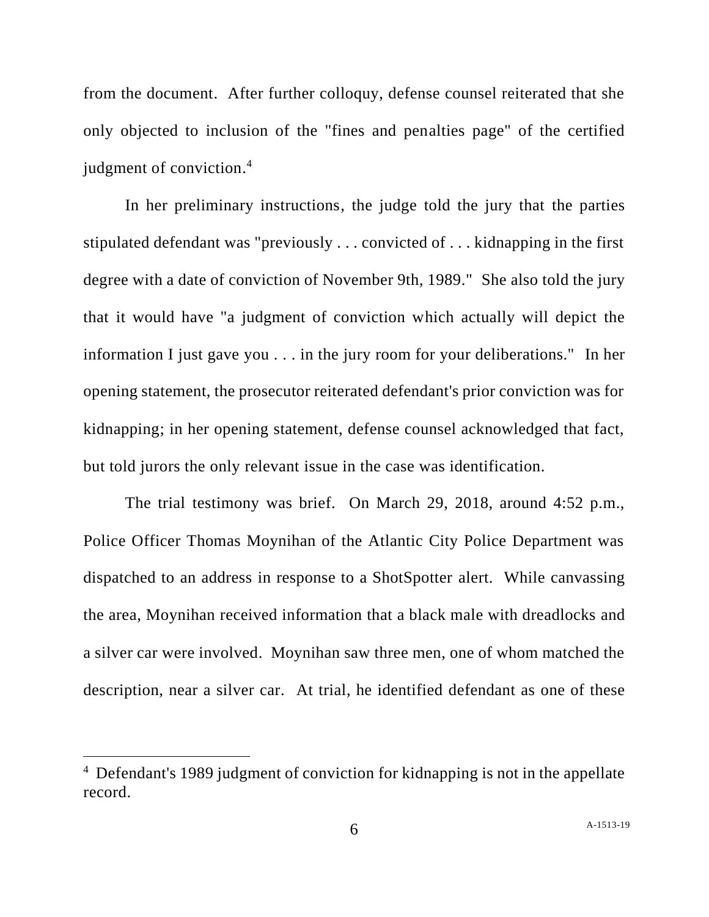from the document. After further colloquy, defense counsel reiterated that she only objected to inclusion of the "fines and penalties page" of the certified judgment of conviction.[4]

In her preliminary instructions, the judge told the jury that the parties stipulated defendant was "previously . . . convicted of . . . kidnapping in the first degree with a date of conviction of November 9th, 1989." She also told the jury that it would have "a judgment of conviction which actually will depict the information I just gave you . . . in the jury room for your deliberations." In her opening statement, the prosecutor reiterated defendant's prior conviction was for kidnapping; in her opening statement, defense counsel acknowledged that fact, but told jurors the only relevant issue in the case was identification.

The trial testimony was brief. On March 29, 2018, around 4:52 p.m., Police Officer Thomas Moynihan of the Atlantic City Police Department was dispatched to an address in response to a ShotSpotter alert. While canvassing the area, Moynihan received information that a black male with dreadlocks and a silver car were involved. Moynihan saw three men, one of whom matched the description, near a silver car. At trial, he identified defendant as one of these

[4] Defendant's 1989 judgment of conviction for kidnapping is not in the appellate record.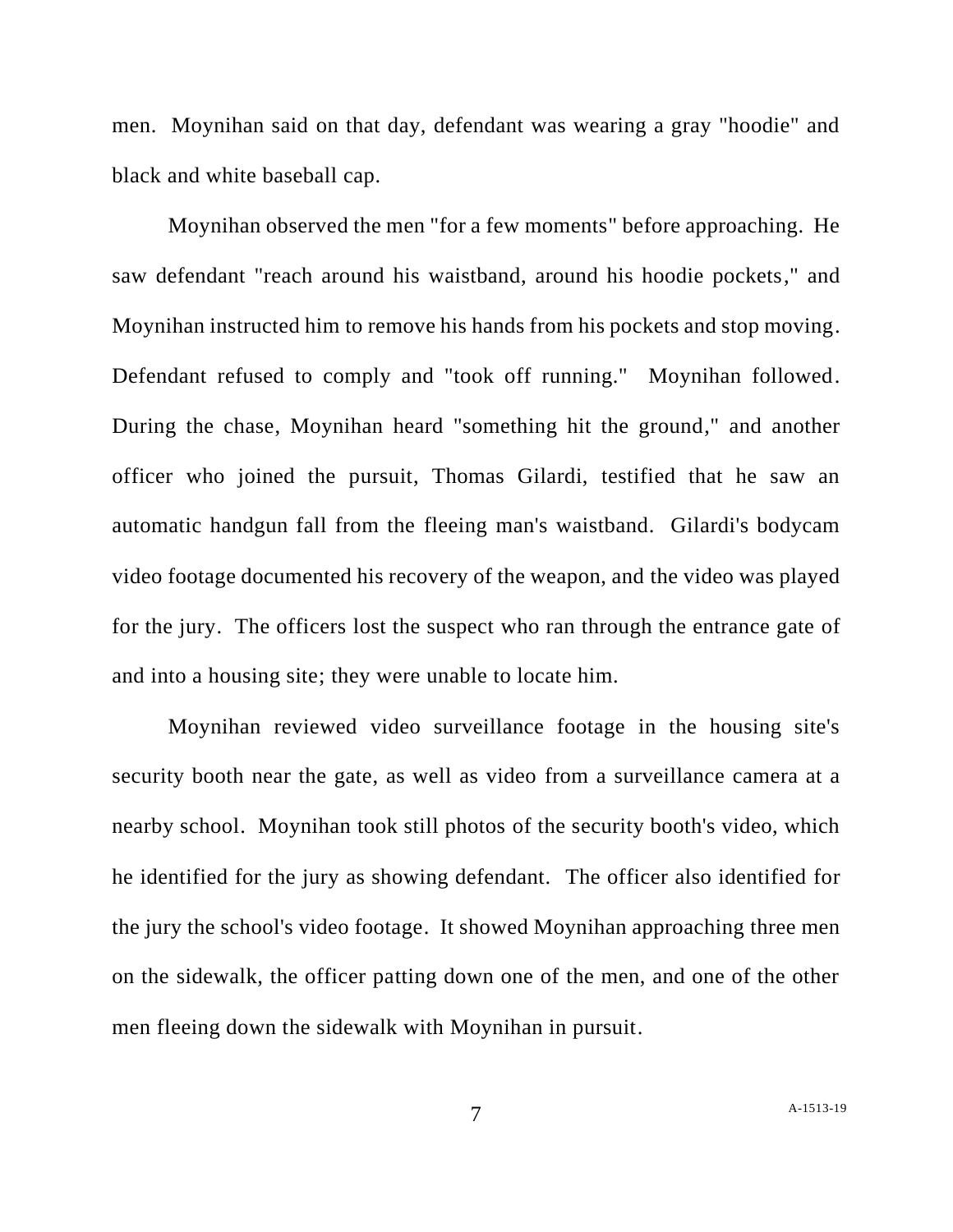men. Moynihan said on that day, defendant was wearing a gray "hoodie" and black and white baseball cap.

Moynihan observed the men "for a few moments" before approaching. He saw defendant "reach around his waistband, around his hoodie pockets," and Moynihan instructed him to remove his hands from his pockets and stop moving. Defendant refused to comply and "took off running." Moynihan followed. During the chase, Moynihan heard "something hit the ground," and another officer who joined the pursuit, Thomas Gilardi, testified that he saw an automatic handgun fall from the fleeing man's waistband. Gilardi's bodycam video footage documented his recovery of the weapon, and the video was played for the jury. The officers lost the suspect who ran through the entrance gate of and into a housing site; they were unable to locate him.

Moynihan reviewed video surveillance footage in the housing site's security booth near the gate, as well as video from a surveillance camera at a nearby school. Moynihan took still photos of the security booth's video, which he identified for the jury as showing defendant. The officer also identified for the jury the school's video footage. It showed Moynihan approaching three men on the sidewalk, the officer patting down one of the men, and one of the other men fleeing down the sidewalk with Moynihan in pursuit.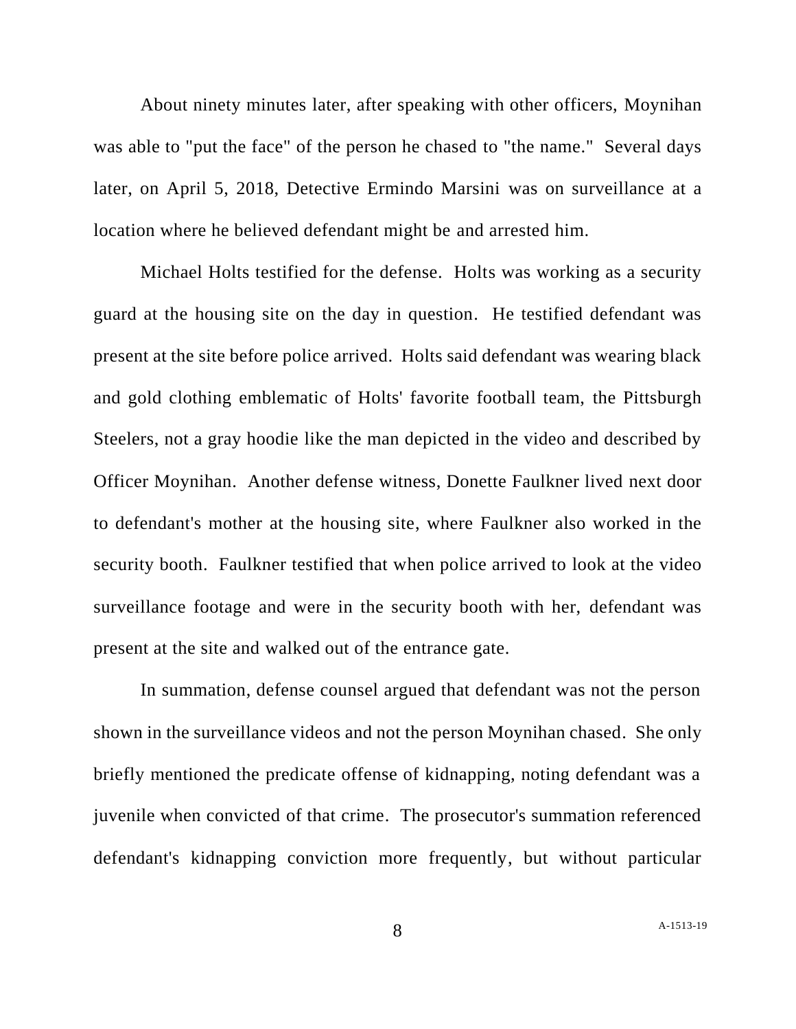About ninety minutes later, after speaking with other officers, Moynihan was able to "put the face" of the person he chased to "the name." Several days later, on April 5, 2018, Detective Ermindo Marsini was on surveillance at a location where he believed defendant might be and arrested him.

Michael Holts testified for the defense. Holts was working as a security guard at the housing site on the day in question. He testified defendant was present at the site before police arrived. Holts said defendant was wearing black and gold clothing emblematic of Holts' favorite football team, the Pittsburgh Steelers, not a gray hoodie like the man depicted in the video and described by Officer Moynihan. Another defense witness, Donette Faulkner lived next door to defendant's mother at the housing site, where Faulkner also worked in the security booth. Faulkner testified that when police arrived to look at the video surveillance footage and were in the security booth with her, defendant was present at the site and walked out of the entrance gate.

In summation, defense counsel argued that defendant was not the person shown in the surveillance videos and not the person Moynihan chased. She only briefly mentioned the predicate offense of kidnapping, noting defendant was a juvenile when convicted of that crime. The prosecutor's summation referenced defendant's kidnapping conviction more frequently, but without particular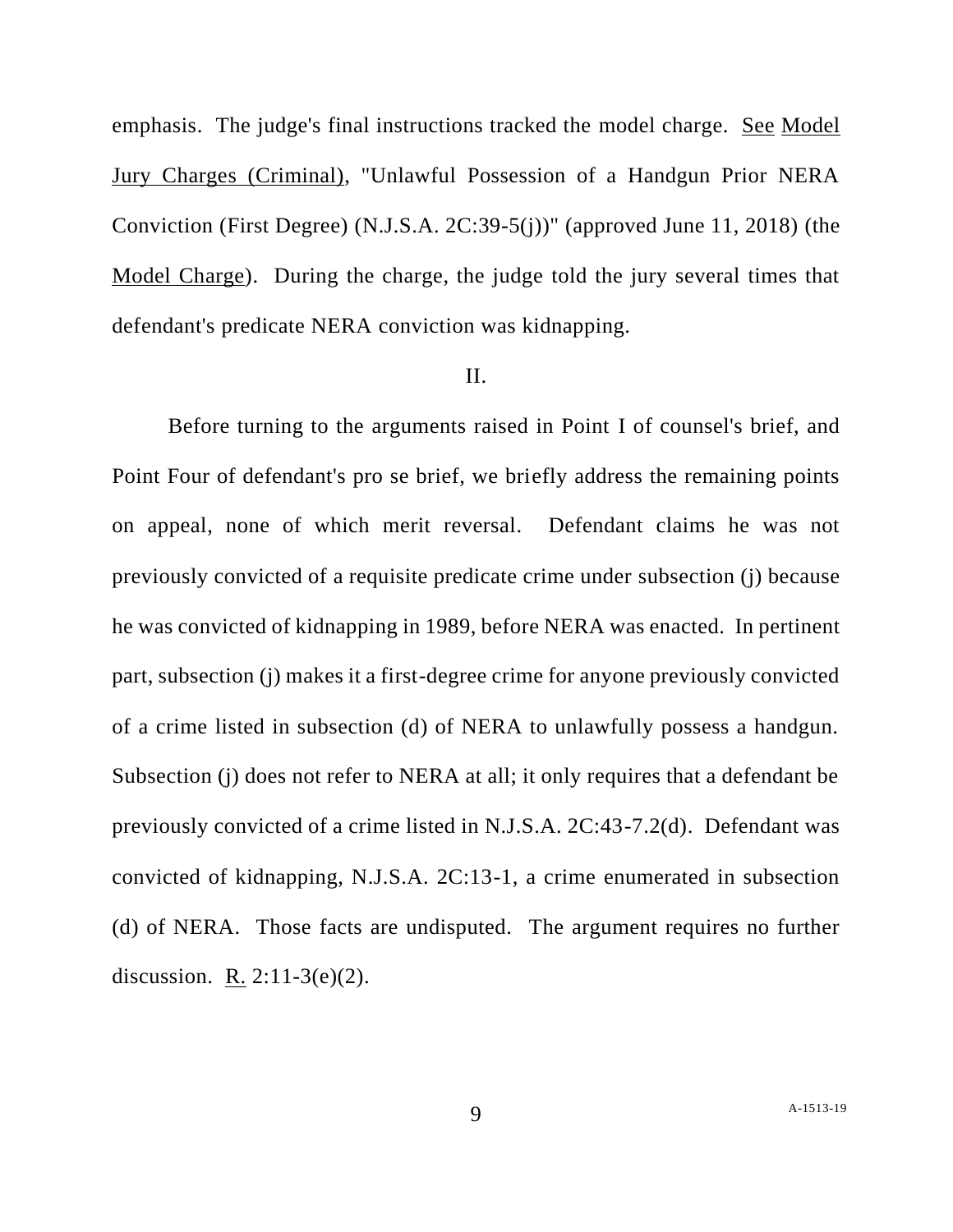emphasis. The judge's final instructions tracked the model charge. See Model Jury Charges (Criminal), "Unlawful Possession of a Handgun Prior NERA Conviction (First Degree) (N.J.S.A. 2C:39-5(j))" (approved June 11, 2018) (the Model Charge). During the charge, the judge told the jury several times that defendant's predicate NERA conviction was kidnapping.

## II.

Before turning to the arguments raised in Point I of counsel's brief, and Point Four of defendant's pro se brief, we briefly address the remaining points on appeal, none of which merit reversal. Defendant claims he was not previously convicted of a requisite predicate crime under subsection (j) because he was convicted of kidnapping in 1989, before NERA was enacted. In pertinent part, subsection (j) makes it a first-degree crime for anyone previously convicted of a crime listed in subsection (d) of NERA to unlawfully possess a handgun. Subsection (j) does not refer to NERA at all; it only requires that a defendant be previously convicted of a crime listed in N.J.S.A. 2C:43-7.2(d). Defendant was convicted of kidnapping, N.J.S.A. 2C:13-1, a crime enumerated in subsection (d) of NERA. Those facts are undisputed. The argument requires no further discussion. R. 2:11-3(e)(2).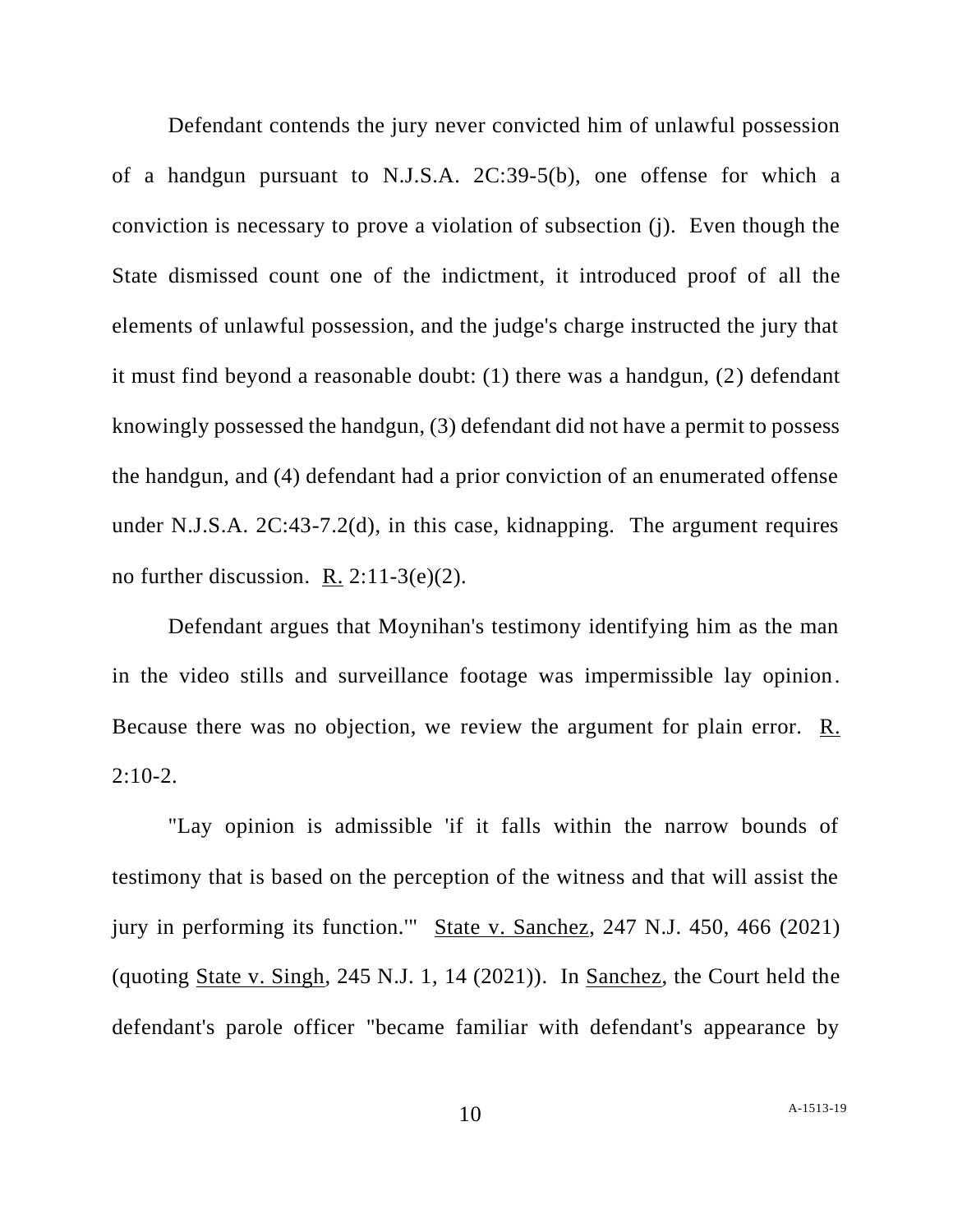Defendant contends the jury never convicted him of unlawful possession of a handgun pursuant to N.J.S.A. 2C:39-5(b), one offense for which a conviction is necessary to prove a violation of subsection (j). Even though the State dismissed count one of the indictment, it introduced proof of all the elements of unlawful possession, and the judge's charge instructed the jury that it must find beyond a reasonable doubt: (1) there was a handgun, (2) defendant knowingly possessed the handgun, (3) defendant did not have a permit to possess the handgun, and (4) defendant had a prior conviction of an enumerated offense under N.J.S.A. 2C:43-7.2(d), in this case, kidnapping. The argument requires no further discussion. R. 2:11-3(e)(2).

Defendant argues that Moynihan's testimony identifying him as the man in the video stills and surveillance footage was impermissible lay opinion. Because there was no objection, we review the argument for plain error. R. 2:10-2.

"Lay opinion is admissible 'if it falls within the narrow bounds of testimony that is based on the perception of the witness and that will assist the jury in performing its function.'" State v. Sanchez, 247 N.J. 450, 466 (2021) (quoting State v. Singh, 245 N.J. 1, 14 (2021)). In Sanchez, the Court held the defendant's parole officer "became familiar with defendant's appearance by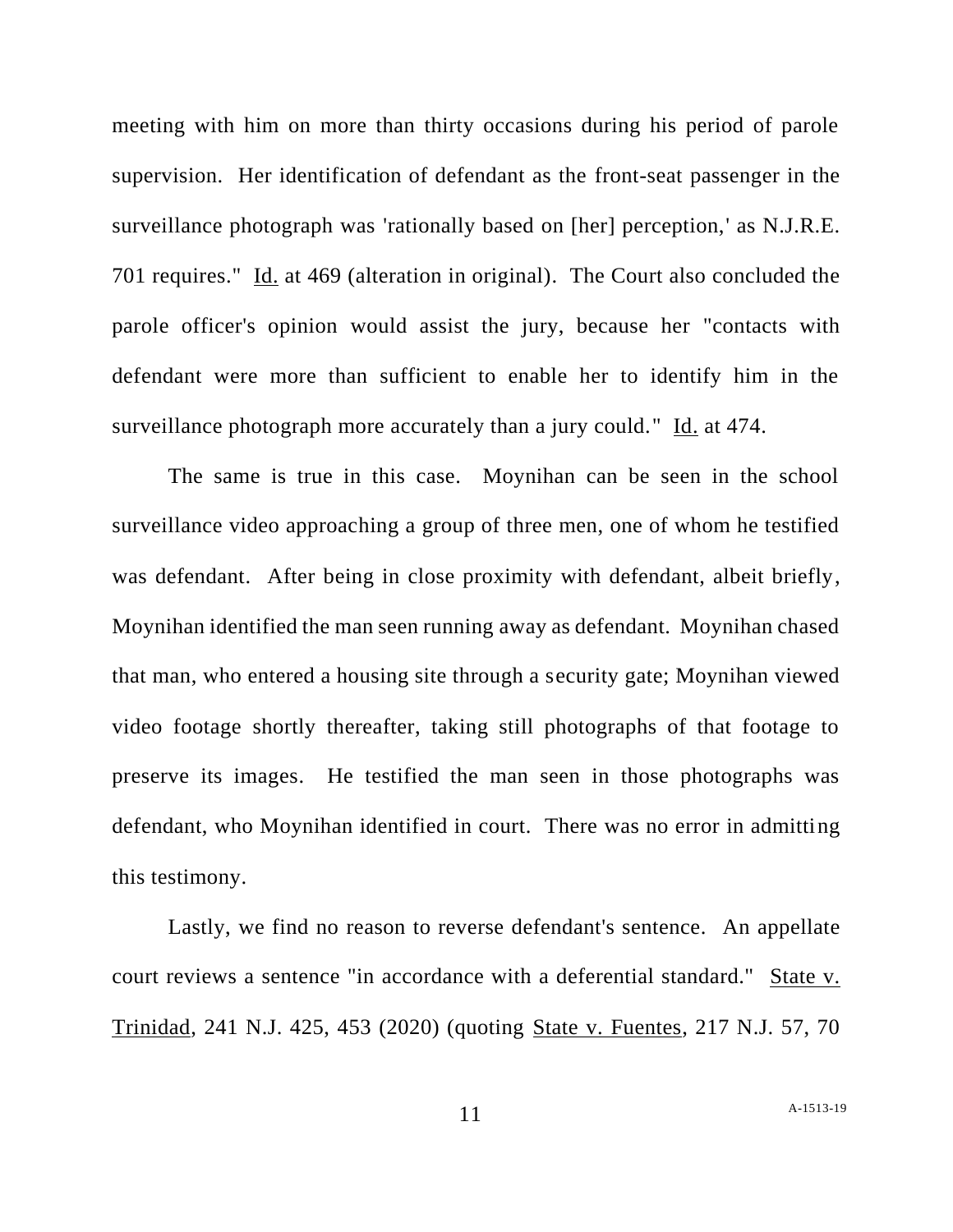meeting with him on more than thirty occasions during his period of parole supervision. Her identification of defendant as the front-seat passenger in the surveillance photograph was 'rationally based on [her] perception,' as N.J.R.E. 701 requires." Id. at 469 (alteration in original). The Court also concluded the parole officer's opinion would assist the jury, because her "contacts with defendant were more than sufficient to enable her to identify him in the surveillance photograph more accurately than a jury could." Id. at 474.

The same is true in this case. Moynihan can be seen in the school surveillance video approaching a group of three men, one of whom he testified was defendant. After being in close proximity with defendant, albeit briefly, Moynihan identified the man seen running away as defendant. Moynihan chased that man, who entered a housing site through a security gate; Moynihan viewed video footage shortly thereafter, taking still photographs of that footage to preserve its images. He testified the man seen in those photographs was defendant, who Moynihan identified in court. There was no error in admitting this testimony.

Lastly, we find no reason to reverse defendant's sentence. An appellate court reviews a sentence "in accordance with a deferential standard." State v. Trinidad, 241 N.J. 425, 453 (2020) (quoting State v. Fuentes, 217 N.J. 57, 70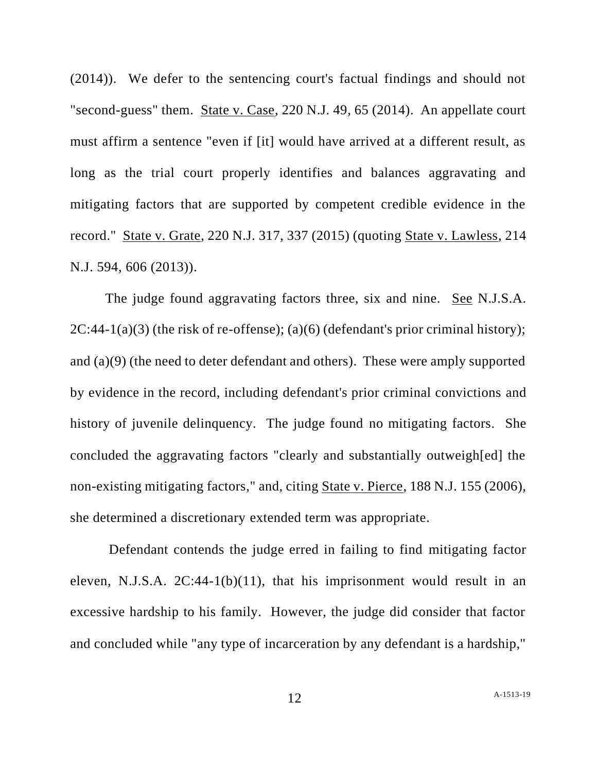(2014)). We defer to the sentencing court's factual findings and should not "second-guess" them. State v. Case, 220 N.J. 49, 65 (2014). An appellate court must affirm a sentence "even if [it] would have arrived at a different result, as long as the trial court properly identifies and balances aggravating and mitigating factors that are supported by competent credible evidence in the record." State v. Grate, 220 N.J. 317, 337 (2015) (quoting State v. Lawless, 214 N.J. 594, 606 (2013)).

The judge found aggravating factors three, six and nine. See N.J.S.A. 2C:44-1(a)(3) (the risk of re-offense); (a)(6) (defendant's prior criminal history); and (a)(9) (the need to deter defendant and others). These were amply supported by evidence in the record, including defendant's prior criminal convictions and history of juvenile delinquency. The judge found no mitigating factors. She concluded the aggravating factors "clearly and substantially outweigh[ed] the non-existing mitigating factors," and, citing State v. Pierce, 188 N.J. 155 (2006), she determined a discretionary extended term was appropriate.

Defendant contends the judge erred in failing to find mitigating factor eleven, N.J.S.A. 2C:44-1(b)(11), that his imprisonment would result in an excessive hardship to his family. However, the judge did consider that factor and concluded while "any type of incarceration by any defendant is a hardship,"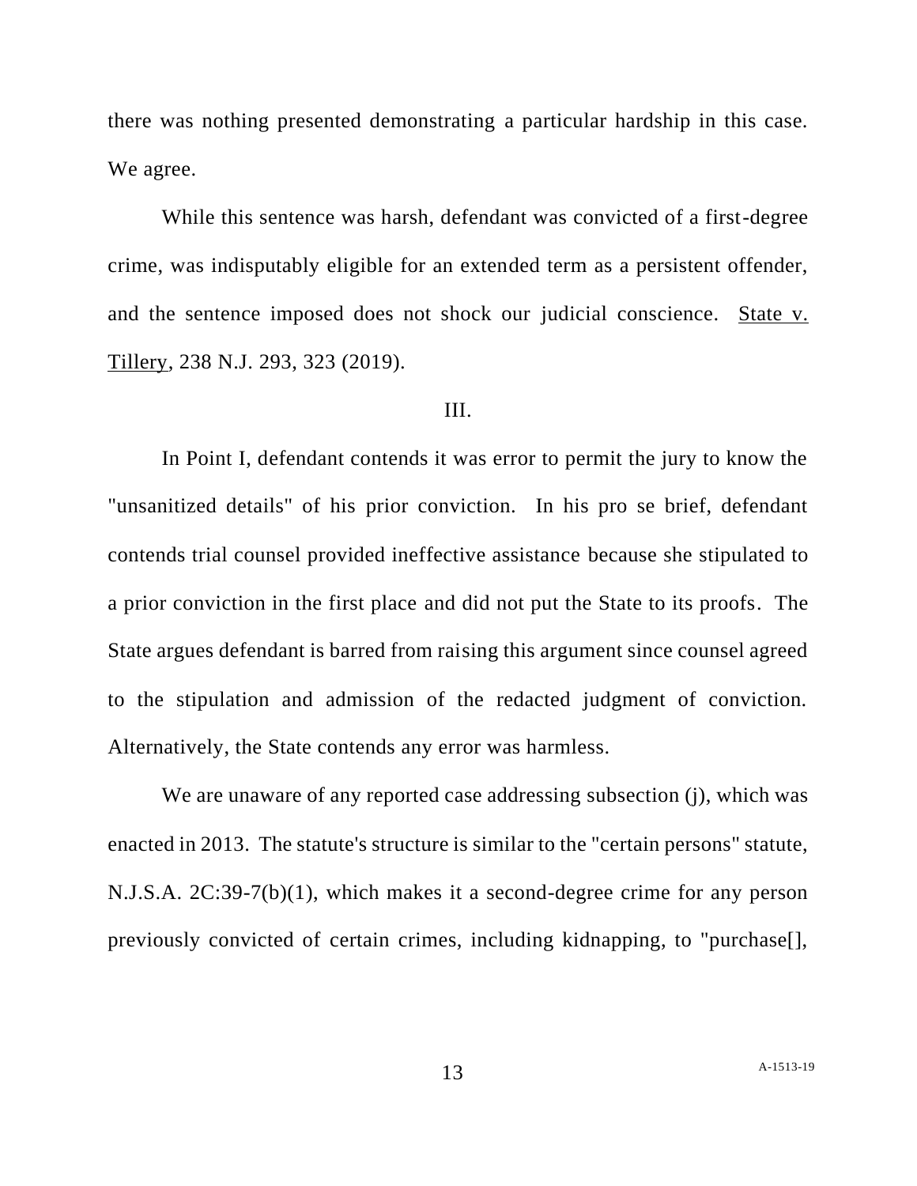there was nothing presented demonstrating a particular hardship in this case. We agree.

While this sentence was harsh, defendant was convicted of a first-degree crime, was indisputably eligible for an extended term as a persistent offender, and the sentence imposed does not shock our judicial conscience. State v. Tillery, 238 N.J. 293, 323 (2019).

## III.

In Point I, defendant contends it was error to permit the jury to know the "unsanitized details" of his prior conviction. In his pro se brief, defendant contends trial counsel provided ineffective assistance because she stipulated to a prior conviction in the first place and did not put the State to its proofs. The State argues defendant is barred from raising this argument since counsel agreed to the stipulation and admission of the redacted judgment of conviction. Alternatively, the State contends any error was harmless.

We are unaware of any reported case addressing subsection (j), which was enacted in 2013. The statute's structure is similar to the "certain persons" statute, N.J.S.A. 2C:39-7(b)(1), which makes it a second-degree crime for any person previously convicted of certain crimes, including kidnapping, to "purchase[],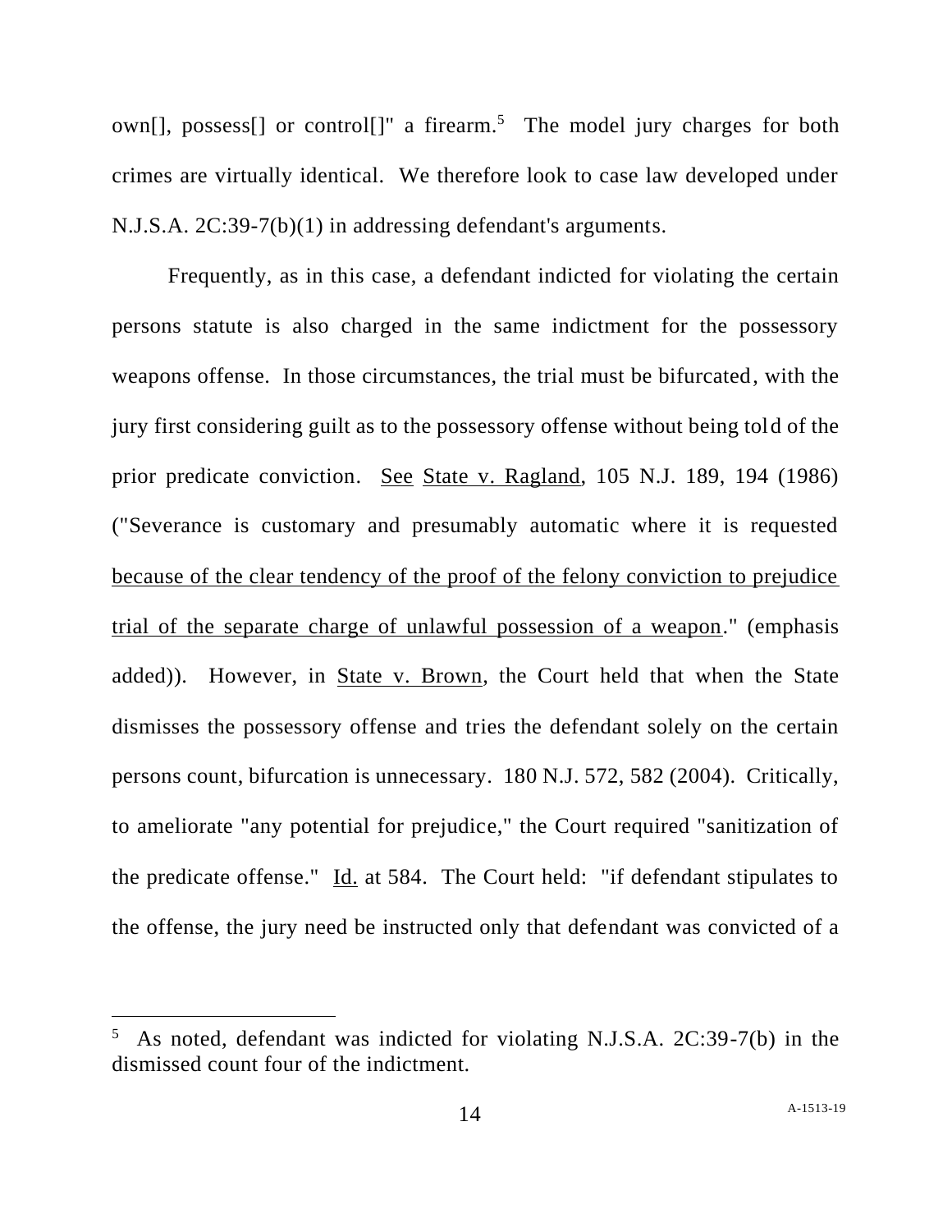own[], possess[] or control[]" a firearm.[5] The model jury charges for both crimes are virtually identical. We therefore look to case law developed under N.J.S.A. 2C:39-7(b)(1) in addressing defendant's arguments.

Frequently, as in this case, a defendant indicted for violating the certain persons statute is also charged in the same indictment for the possessory weapons offense. In those circumstances, the trial must be bifurcated, with the jury first considering guilt as to the possessory offense without being told of the prior predicate conviction. See State v. Ragland, 105 N.J. 189, 194 (1986) ("Severance is customary and presumably automatic where it is requested because of the clear tendency of the proof of the felony conviction to prejudice trial of the separate charge of unlawful possession of a weapon." (emphasis added)). However, in State v. Brown, the Court held that when the State dismisses the possessory offense and tries the defendant solely on the certain persons count, bifurcation is unnecessary. 180 N.J. 572, 582 (2004). Critically, to ameliorate "any potential for prejudice," the Court required "sanitization of the predicate offense." Id. at 584. The Court held: "if defendant stipulates to the offense, the jury need be instructed only that defendant was convicted of a

---

[5] As noted, defendant was indicted for violating N.J.S.A. 2C:39-7(b) in the dismissed count four of the indictment.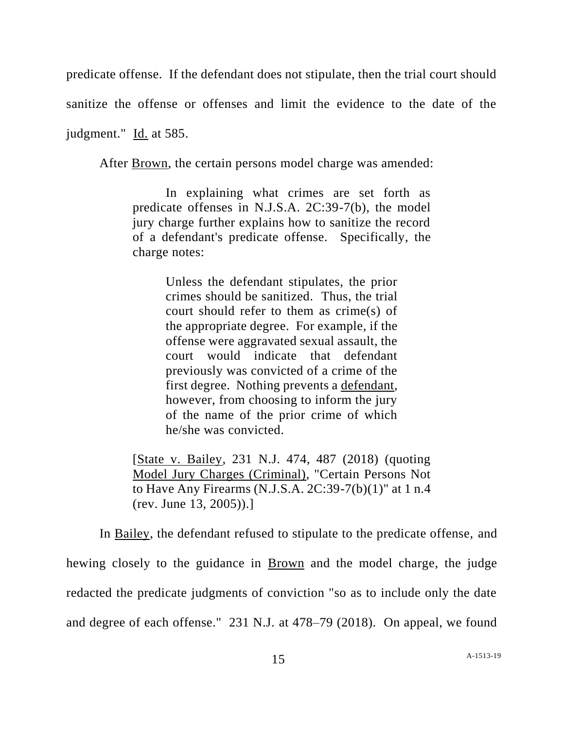predicate offense. If the defendant does not stipulate, then the trial court should sanitize the offense or offenses and limit the evidence to the date of the judgment." Id. at 585.

After Brown, the certain persons model charge was amended:

> In explaining what crimes are set forth as predicate offenses in N.J.S.A. 2C:39-7(b), the model jury charge further explains how to sanitize the record of a defendant's predicate offense. Specifically, the charge notes:
>
> > Unless the defendant stipulates, the prior crimes should be sanitized. Thus, the trial court should refer to them as crime(s) of the appropriate degree. For example, if the offense were aggravated sexual assault, the court would indicate that defendant previously was convicted of a crime of the first degree. Nothing prevents a defendant, however, from choosing to inform the jury of the name of the prior crime of which he/she was convicted.
>
> [State v. Bailey, 231 N.J. 474, 487 (2018) (quoting Model Jury Charges (Criminal), "Certain Persons Not to Have Any Firearms (N.J.S.A. 2C:39-7(b)(1)" at 1 n.4 (rev. June 13, 2005)).]

In Bailey, the defendant refused to stipulate to the predicate offense, and hewing closely to the guidance in Brown and the model charge, the judge redacted the predicate judgments of conviction "so as to include only the date and degree of each offense." 231 N.J. at 478–79 (2018). On appeal, we found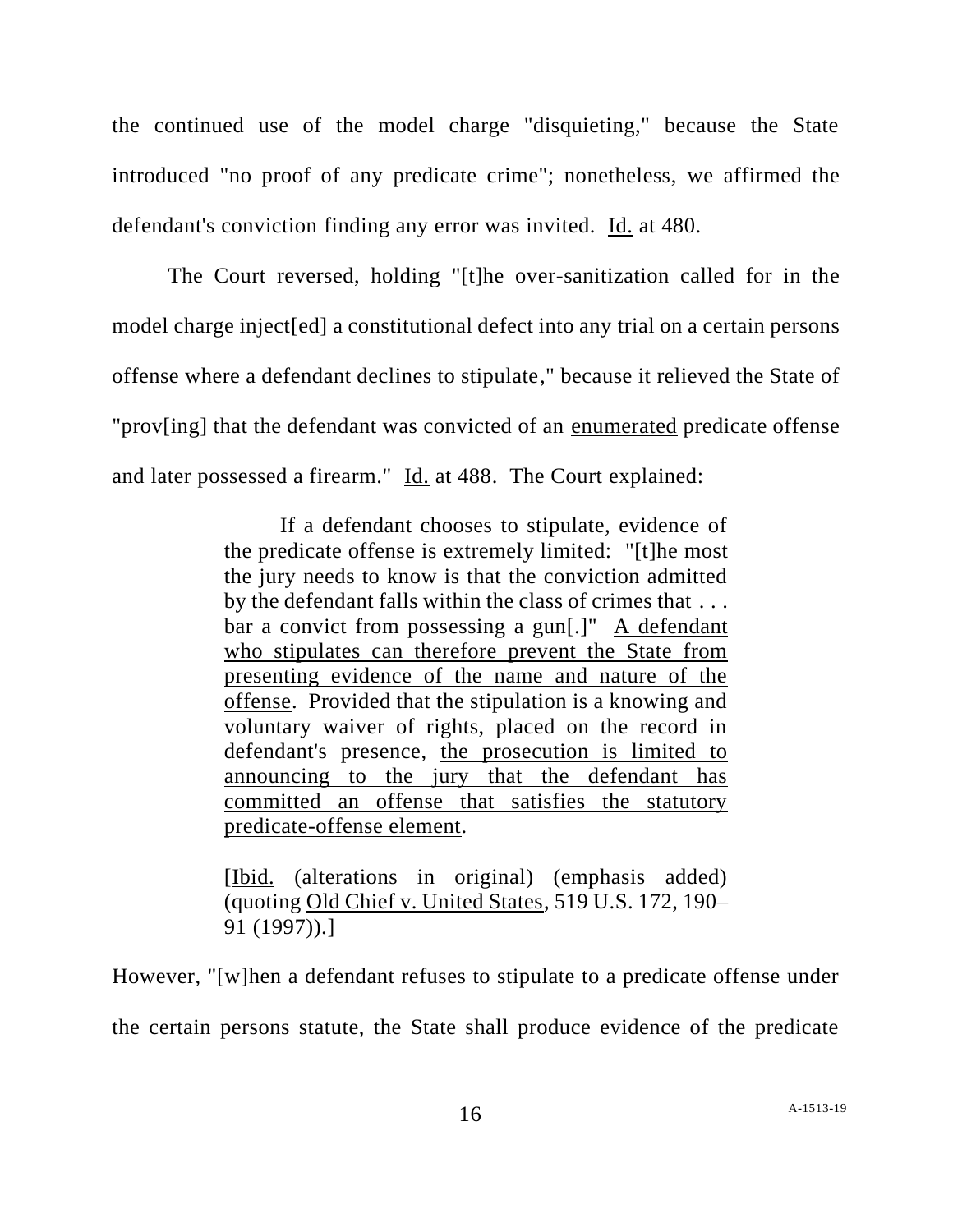the continued use of the model charge "disquieting," because the State introduced "no proof of any predicate crime"; nonetheless, we affirmed the defendant's conviction finding any error was invited. Id. at 480.

The Court reversed, holding "[t]he over-sanitization called for in the model charge inject[ed] a constitutional defect into any trial on a certain persons offense where a defendant declines to stipulate," because it relieved the State of "prov[ing] that the defendant was convicted of an enumerated predicate offense and later possessed a firearm." Id. at 488. The Court explained:

> If a defendant chooses to stipulate, evidence of the predicate offense is extremely limited: "[t]he most the jury needs to know is that the conviction admitted by the defendant falls within the class of crimes that . . . bar a convict from possessing a gun[.]" A defendant who stipulates can therefore prevent the State from presenting evidence of the name and nature of the offense. Provided that the stipulation is a knowing and voluntary waiver of rights, placed on the record in defendant's presence, the prosecution is limited to announcing to the jury that the defendant has committed an offense that satisfies the statutory predicate-offense element.
>
> [Ibid. (alterations in original) (emphasis added) (quoting Old Chief v. United States, 519 U.S. 172, 190–91 (1997)).]

However, "[w]hen a defendant refuses to stipulate to a predicate offense under the certain persons statute, the State shall produce evidence of the predicate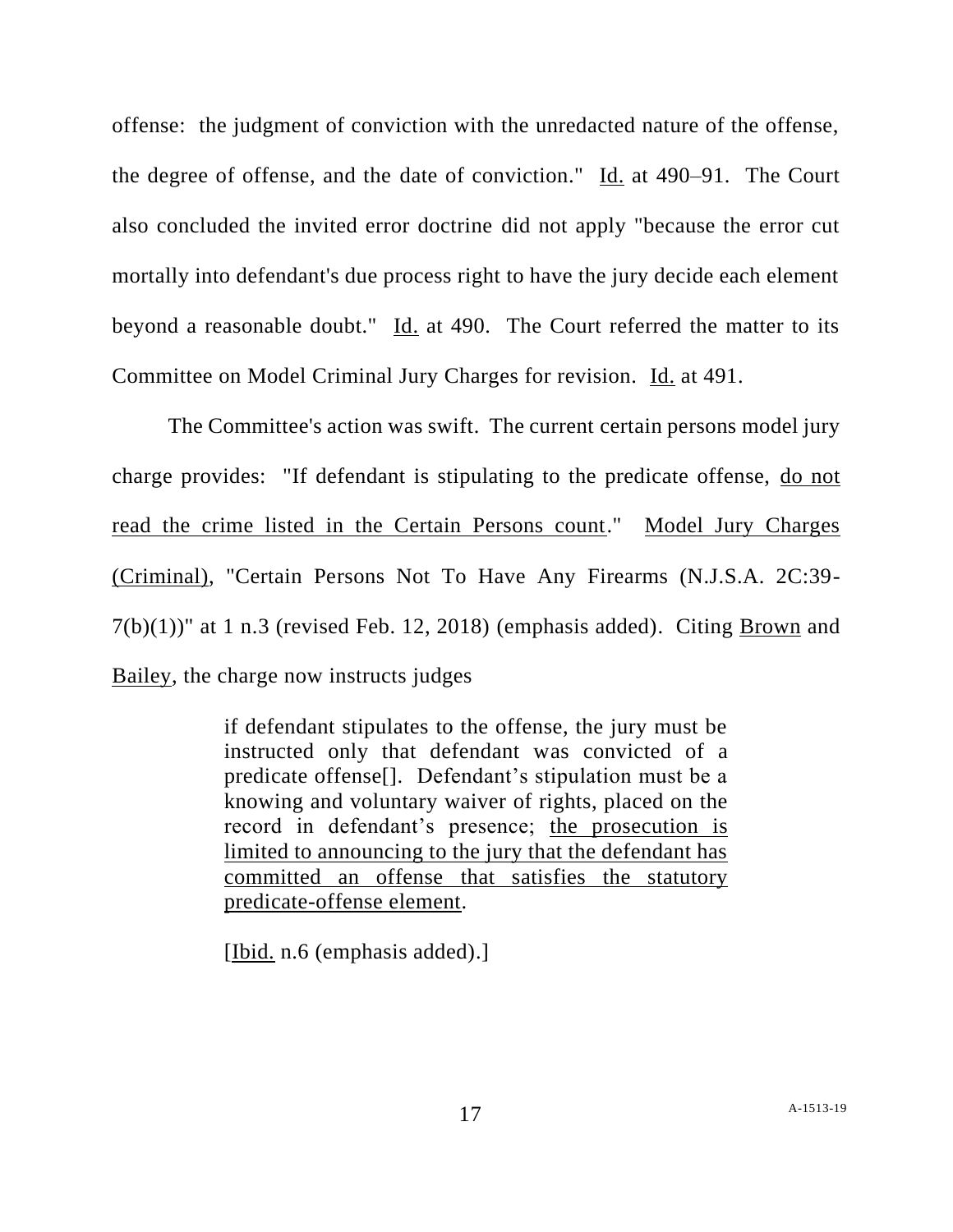offense: the judgment of conviction with the unredacted nature of the offense, the degree of offense, and the date of conviction." Id. at 490–91. The Court also concluded the invited error doctrine did not apply "because the error cut mortally into defendant's due process right to have the jury decide each element beyond a reasonable doubt." Id. at 490. The Court referred the matter to its Committee on Model Criminal Jury Charges for revision. Id. at 491.

The Committee's action was swift. The current certain persons model jury charge provides: "If defendant is stipulating to the predicate offense, do not read the crime listed in the Certain Persons count." Model Jury Charges (Criminal), "Certain Persons Not To Have Any Firearms (N.J.S.A. 2C:39-7(b)(1))" at 1 n.3 (revised Feb. 12, 2018) (emphasis added). Citing Brown and Bailey, the charge now instructs judges

> if defendant stipulates to the offense, the jury must be instructed only that defendant was convicted of a predicate offense[]. Defendant's stipulation must be a knowing and voluntary waiver of rights, placed on the record in defendant's presence; the prosecution is limited to announcing to the jury that the defendant has committed an offense that satisfies the statutory predicate-offense element.
>
> [Ibid. n.6 (emphasis added).]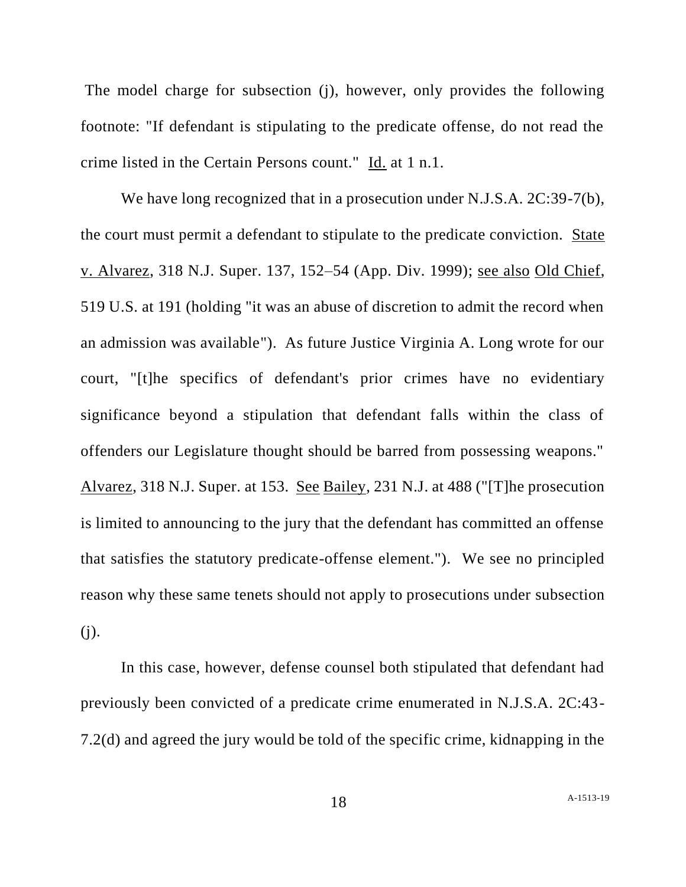The model charge for subsection (j), however, only provides the following footnote: "If defendant is stipulating to the predicate offense, do not read the crime listed in the Certain Persons count." Id. at 1 n.1.

We have long recognized that in a prosecution under N.J.S.A. 2C:39-7(b), the court must permit a defendant to stipulate to the predicate conviction. State v. Alvarez, 318 N.J. Super. 137, 152–54 (App. Div. 1999); see also Old Chief, 519 U.S. at 191 (holding "it was an abuse of discretion to admit the record when an admission was available"). As future Justice Virginia A. Long wrote for our court, "[t]he specifics of defendant's prior crimes have no evidentiary significance beyond a stipulation that defendant falls within the class of offenders our Legislature thought should be barred from possessing weapons." Alvarez, 318 N.J. Super. at 153. See Bailey, 231 N.J. at 488 ("[T]he prosecution is limited to announcing to the jury that the defendant has committed an offense that satisfies the statutory predicate-offense element."). We see no principled reason why these same tenets should not apply to prosecutions under subsection (j).

In this case, however, defense counsel both stipulated that defendant had previously been convicted of a predicate crime enumerated in N.J.S.A. 2C:43-7.2(d) and agreed the jury would be told of the specific crime, kidnapping in the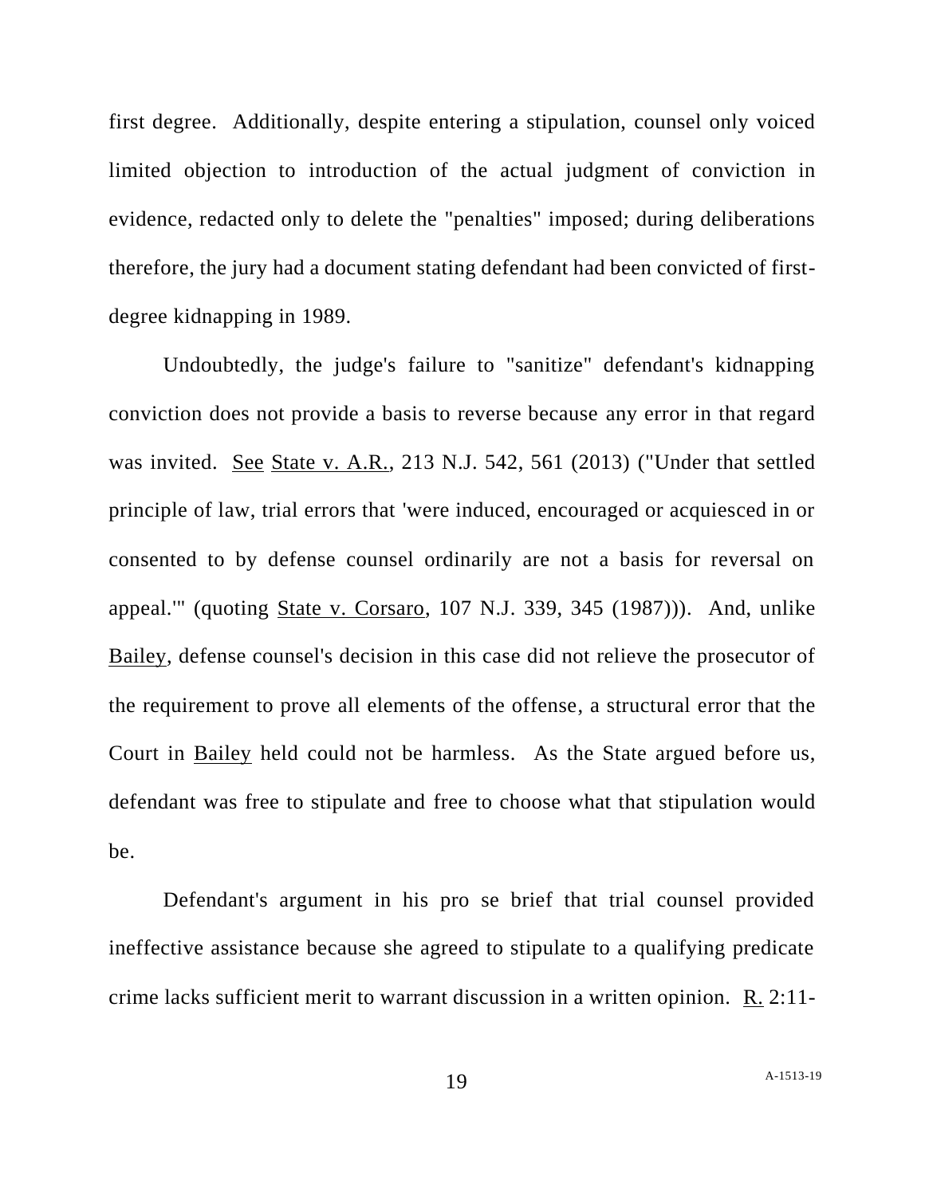first degree. Additionally, despite entering a stipulation, counsel only voiced limited objection to introduction of the actual judgment of conviction in evidence, redacted only to delete the "penalties" imposed; during deliberations therefore, the jury had a document stating defendant had been convicted of first-degree kidnapping in 1989.

Undoubtedly, the judge's failure to "sanitize" defendant's kidnapping conviction does not provide a basis to reverse because any error in that regard was invited. See State v. A.R., 213 N.J. 542, 561 (2013) ("Under that settled principle of law, trial errors that 'were induced, encouraged or acquiesced in or consented to by defense counsel ordinarily are not a basis for reversal on appeal.'" (quoting State v. Corsaro, 107 N.J. 339, 345 (1987))). And, unlike Bailey, defense counsel's decision in this case did not relieve the prosecutor of the requirement to prove all elements of the offense, a structural error that the Court in Bailey held could not be harmless. As the State argued before us, defendant was free to stipulate and free to choose what that stipulation would be.

Defendant's argument in his pro se brief that trial counsel provided ineffective assistance because she agreed to stipulate to a qualifying predicate crime lacks sufficient merit to warrant discussion in a written opinion. R. 2:11-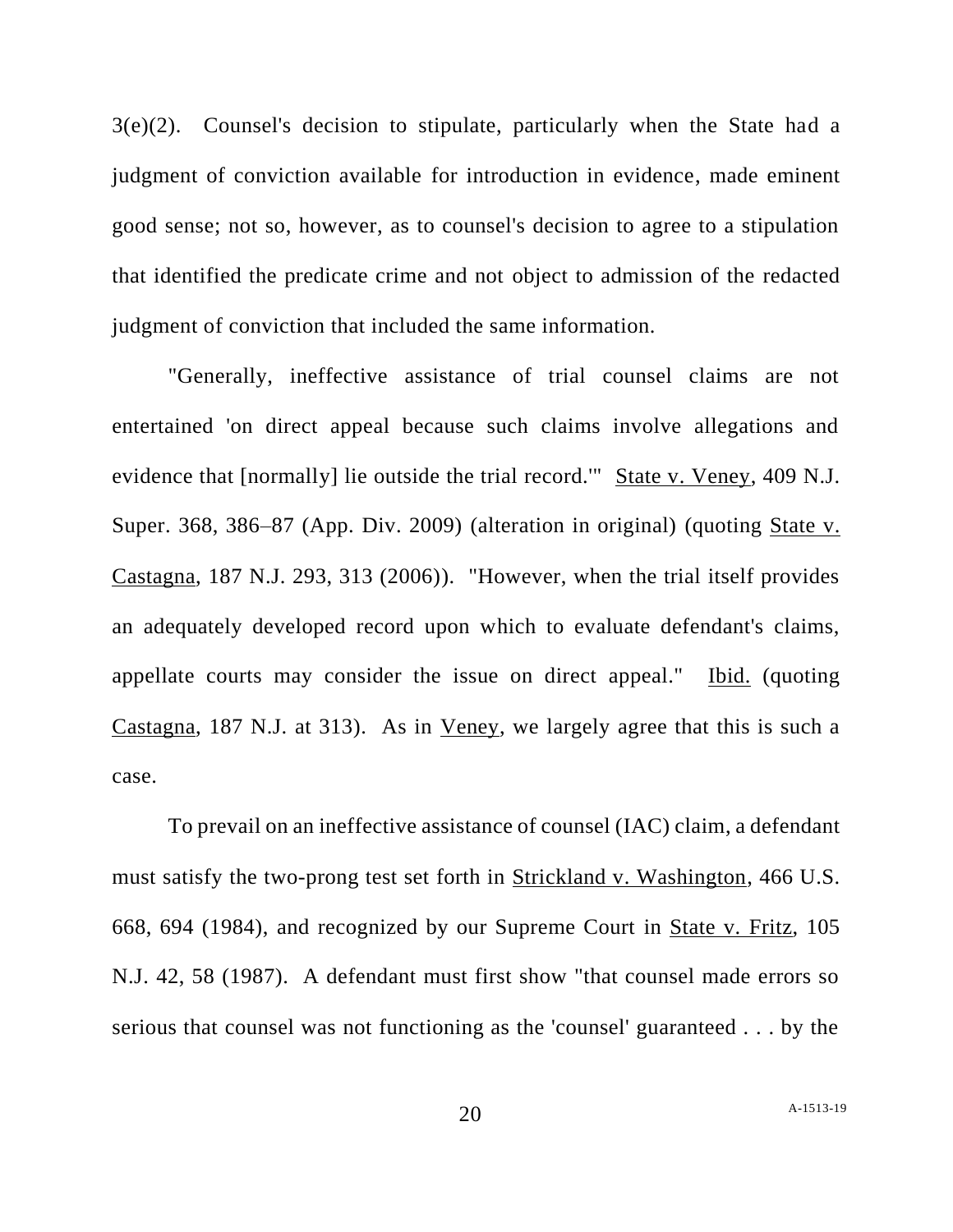3(e)(2). Counsel's decision to stipulate, particularly when the State had a judgment of conviction available for introduction in evidence, made eminent good sense; not so, however, as to counsel's decision to agree to a stipulation that identified the predicate crime and not object to admission of the redacted judgment of conviction that included the same information.

"Generally, ineffective assistance of trial counsel claims are not entertained 'on direct appeal because such claims involve allegations and evidence that [normally] lie outside the trial record.'" State v. Veney, 409 N.J. Super. 368, 386–87 (App. Div. 2009) (alteration in original) (quoting State v. Castagna, 187 N.J. 293, 313 (2006)). "However, when the trial itself provides an adequately developed record upon which to evaluate defendant's claims, appellate courts may consider the issue on direct appeal." Ibid. (quoting Castagna, 187 N.J. at 313). As in Veney, we largely agree that this is such a case.

To prevail on an ineffective assistance of counsel (IAC) claim, a defendant must satisfy the two-prong test set forth in Strickland v. Washington, 466 U.S. 668, 694 (1984), and recognized by our Supreme Court in State v. Fritz, 105 N.J. 42, 58 (1987). A defendant must first show "that counsel made errors so serious that counsel was not functioning as the 'counsel' guaranteed . . . by the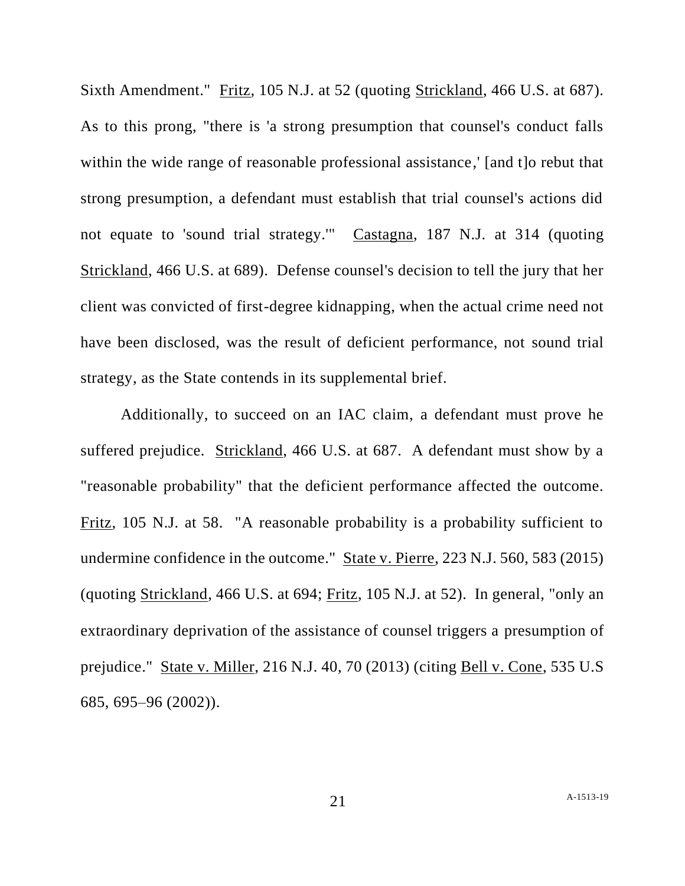Sixth Amendment." Fritz, 105 N.J. at 52 (quoting Strickland, 466 U.S. at 687). As to this prong, "there is 'a strong presumption that counsel's conduct falls within the wide range of reasonable professional assistance,' [and t]o rebut that strong presumption, a defendant must establish that trial counsel's actions did not equate to 'sound trial strategy.'" Castagna, 187 N.J. at 314 (quoting Strickland, 466 U.S. at 689). Defense counsel's decision to tell the jury that her client was convicted of first-degree kidnapping, when the actual crime need not have been disclosed, was the result of deficient performance, not sound trial strategy, as the State contends in its supplemental brief.

Additionally, to succeed on an IAC claim, a defendant must prove he suffered prejudice. Strickland, 466 U.S. at 687. A defendant must show by a "reasonable probability" that the deficient performance affected the outcome. Fritz, 105 N.J. at 58. "A reasonable probability is a probability sufficient to undermine confidence in the outcome." State v. Pierre, 223 N.J. 560, 583 (2015) (quoting Strickland, 466 U.S. at 694; Fritz, 105 N.J. at 52). In general, "only an extraordinary deprivation of the assistance of counsel triggers a presumption of prejudice." State v. Miller, 216 N.J. 40, 70 (2013) (citing Bell v. Cone, 535 U.S 685, 695–96 (2002)).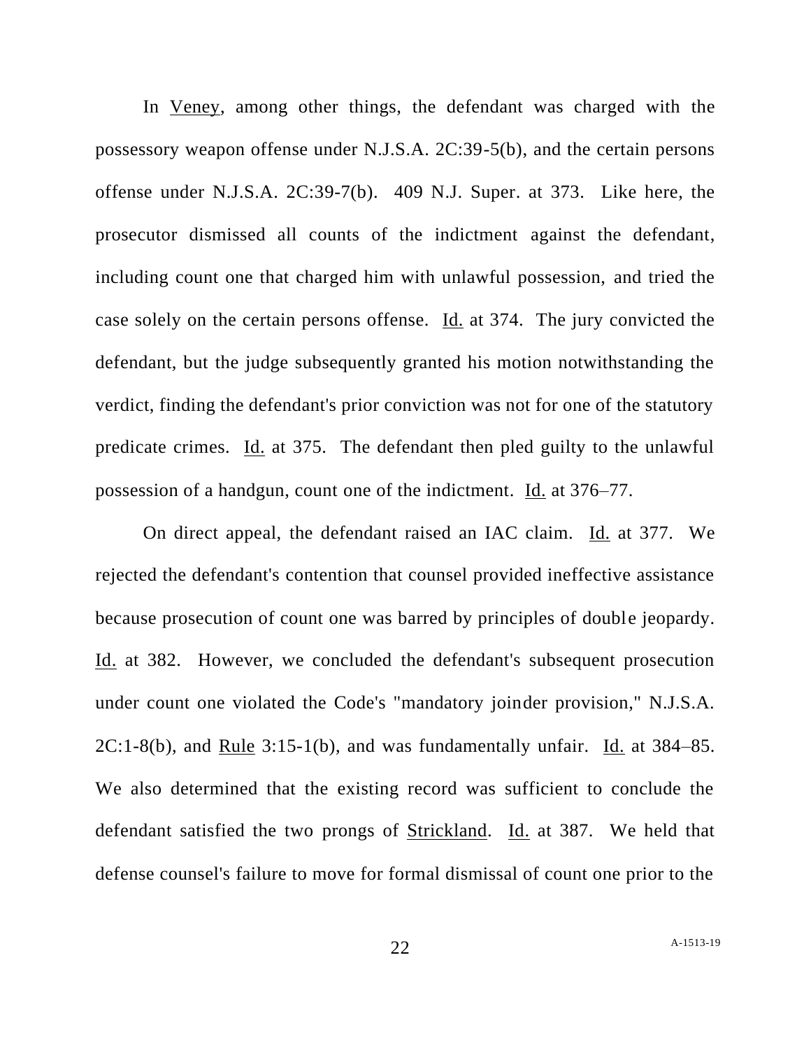In Veney, among other things, the defendant was charged with the possessory weapon offense under N.J.S.A. 2C:39-5(b), and the certain persons offense under N.J.S.A. 2C:39-7(b). 409 N.J. Super. at 373. Like here, the prosecutor dismissed all counts of the indictment against the defendant, including count one that charged him with unlawful possession, and tried the case solely on the certain persons offense. Id. at 374. The jury convicted the defendant, but the judge subsequently granted his motion notwithstanding the verdict, finding the defendant's prior conviction was not for one of the statutory predicate crimes. Id. at 375. The defendant then pled guilty to the unlawful possession of a handgun, count one of the indictment. Id. at 376–77.

On direct appeal, the defendant raised an IAC claim. Id. at 377. We rejected the defendant's contention that counsel provided ineffective assistance because prosecution of count one was barred by principles of double jeopardy. Id. at 382. However, we concluded the defendant's subsequent prosecution under count one violated the Code's "mandatory joinder provision," N.J.S.A. 2C:1-8(b), and Rule 3:15-1(b), and was fundamentally unfair. Id. at 384–85. We also determined that the existing record was sufficient to conclude the defendant satisfied the two prongs of Strickland. Id. at 387. We held that defense counsel's failure to move for formal dismissal of count one prior to the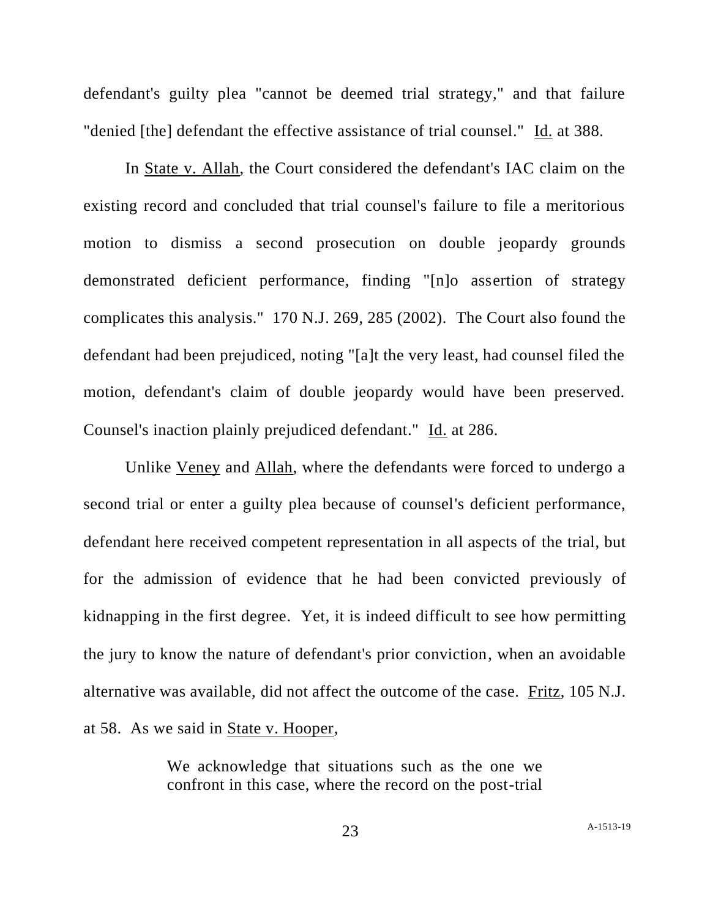defendant's guilty plea "cannot be deemed trial strategy," and that failure "denied [the] defendant the effective assistance of trial counsel." Id. at 388.

In State v. Allah, the Court considered the defendant's IAC claim on the existing record and concluded that trial counsel's failure to file a meritorious motion to dismiss a second prosecution on double jeopardy grounds demonstrated deficient performance, finding "[n]o assertion of strategy complicates this analysis." 170 N.J. 269, 285 (2002). The Court also found the defendant had been prejudiced, noting "[a]t the very least, had counsel filed the motion, defendant's claim of double jeopardy would have been preserved. Counsel's inaction plainly prejudiced defendant." Id. at 286.

Unlike Veney and Allah, where the defendants were forced to undergo a second trial or enter a guilty plea because of counsel's deficient performance, defendant here received competent representation in all aspects of the trial, but for the admission of evidence that he had been convicted previously of kidnapping in the first degree. Yet, it is indeed difficult to see how permitting the jury to know the nature of defendant's prior conviction, when an avoidable alternative was available, did not affect the outcome of the case. Fritz, 105 N.J. at 58. As we said in State v. Hooper,

> We acknowledge that situations such as the one we confront in this case, where the record on the post-trial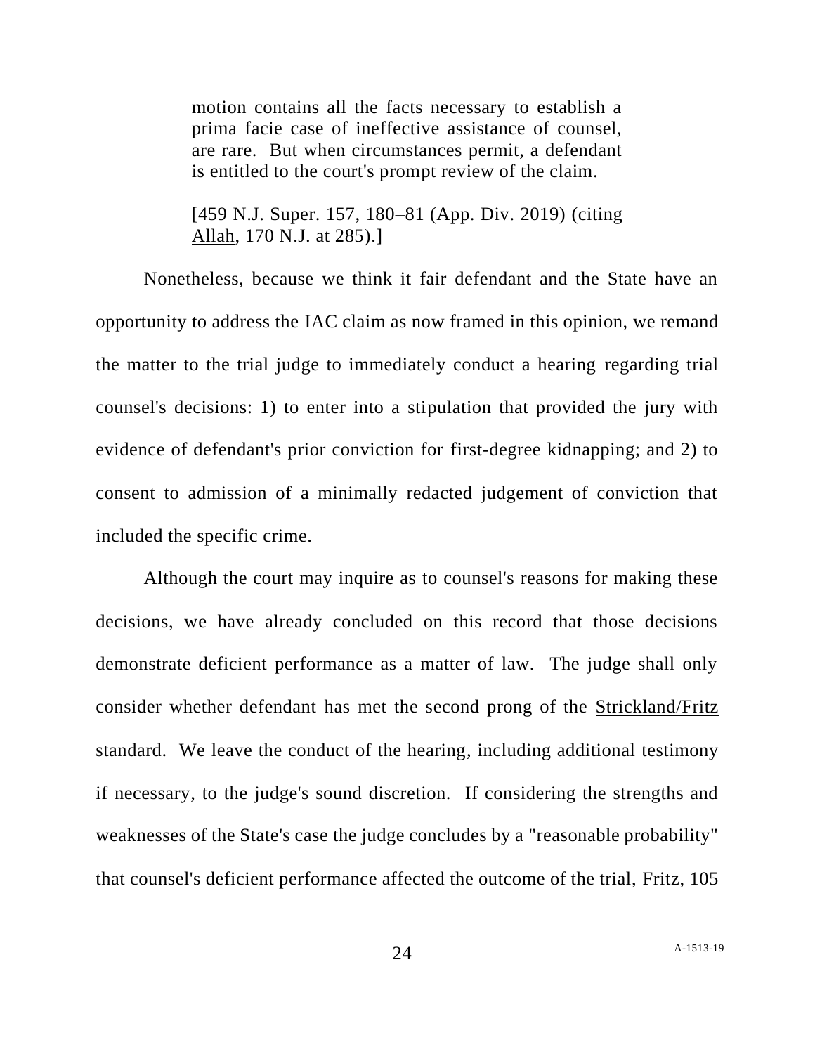> motion contains all the facts necessary to establish a prima facie case of ineffective assistance of counsel, are rare. But when circumstances permit, a defendant is entitled to the court's prompt review of the claim.
>
> [459 N.J. Super. 157, 180–81 (App. Div. 2019) (citing Allah, 170 N.J. at 285).]

Nonetheless, because we think it fair defendant and the State have an opportunity to address the IAC claim as now framed in this opinion, we remand the matter to the trial judge to immediately conduct a hearing regarding trial counsel's decisions: 1) to enter into a stipulation that provided the jury with evidence of defendant's prior conviction for first-degree kidnapping; and 2) to consent to admission of a minimally redacted judgement of conviction that included the specific crime.

Although the court may inquire as to counsel's reasons for making these decisions, we have already concluded on this record that those decisions demonstrate deficient performance as a matter of law. The judge shall only consider whether defendant has met the second prong of the Strickland/Fritz standard. We leave the conduct of the hearing, including additional testimony if necessary, to the judge's sound discretion. If considering the strengths and weaknesses of the State's case the judge concludes by a "reasonable probability" that counsel's deficient performance affected the outcome of the trial, Fritz, 105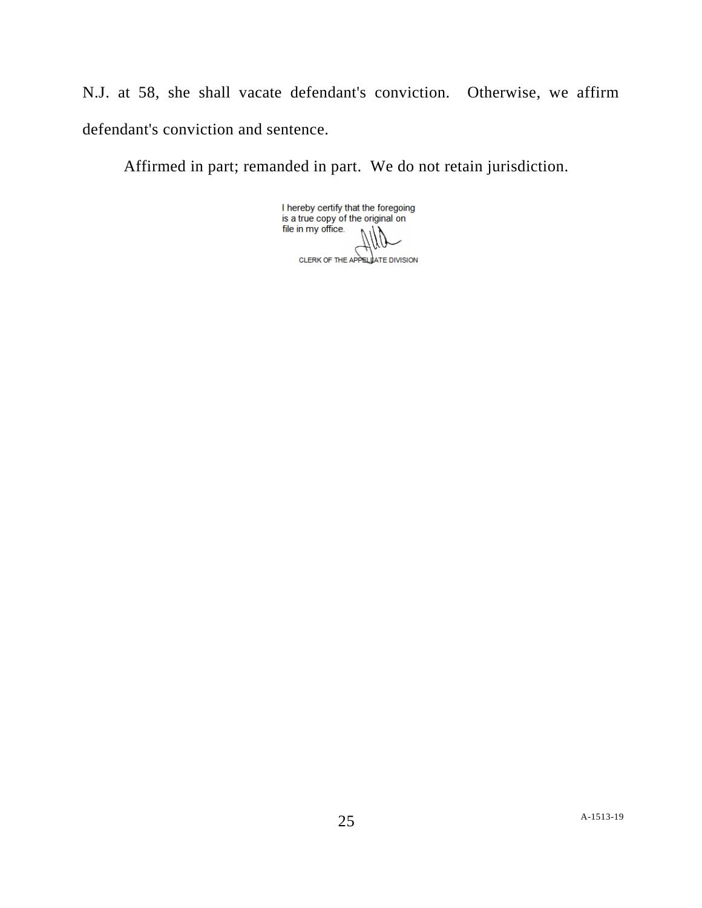N.J. at 58, she shall vacate defendant's conviction. Otherwise, we affirm defendant's conviction and sentence.

Affirmed in part; remanded in part. We do not retain jurisdiction.

I hereby certify that the foregoing is a true copy of the original on file in my office.

CLERK OF THE APPELLATE DIVISION